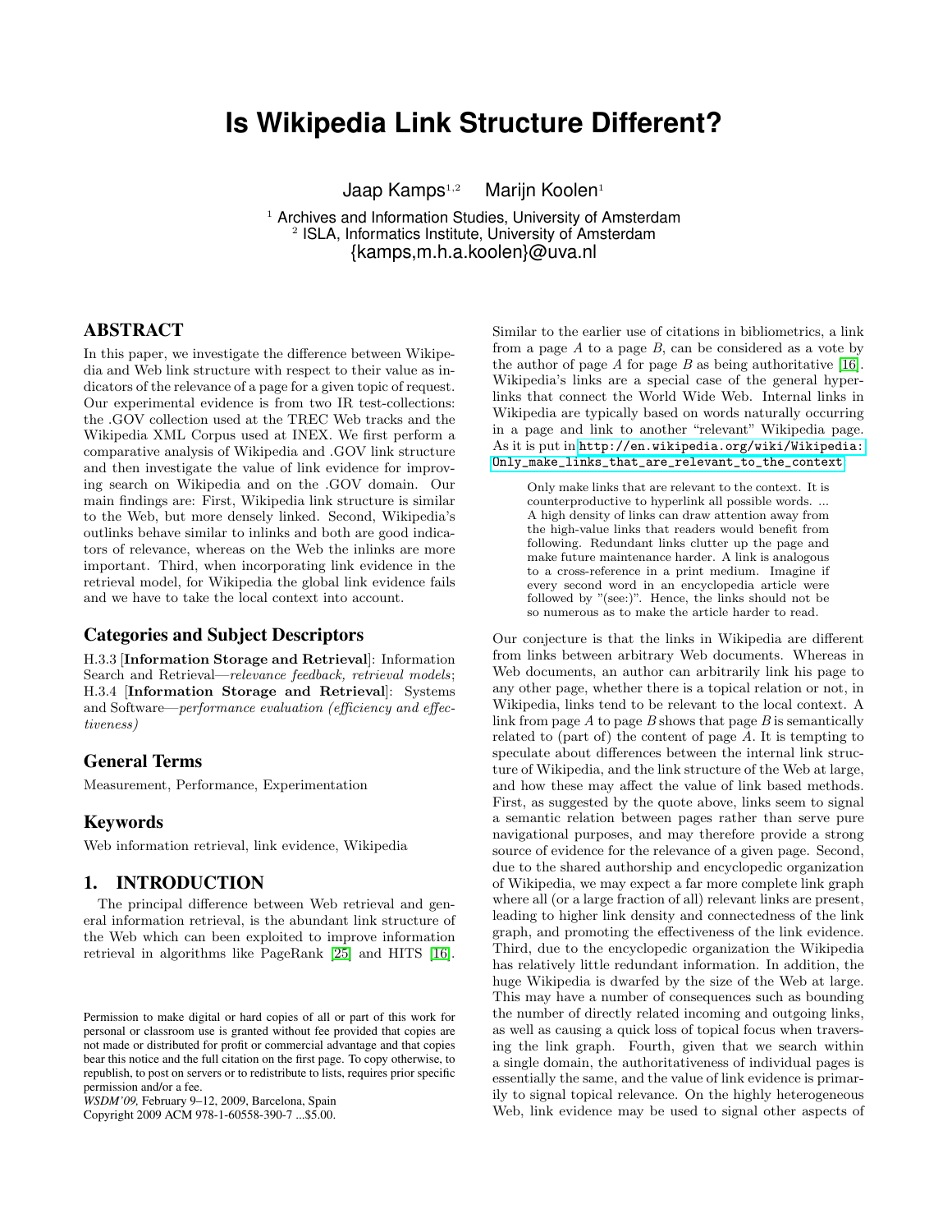# Is Wikipedia Link Structure Different?

Jaap Kamps[1,2] Marijn Koolen[1]

[1] Archives and Information Studies, University of Amsterdam
[2] ISLA, Informatics Institute, University of Amsterdam
{kamps,m.h.a.koolen}@uva.nl

## ABSTRACT

In this paper, we investigate the difference between Wikipedia and Web link structure with respect to their value as indicators of the relevance of a page for a given topic of request. Our experimental evidence is from two IR test-collections: the .GOV collection used at the TREC Web tracks and the Wikipedia XML Corpus used at INEX. We first perform a comparative analysis of Wikipedia and .GOV link structure and then investigate the value of link evidence for improving search on Wikipedia and on the .GOV domain. Our main findings are: First, Wikipedia link structure is similar to the Web, but more densely linked. Second, Wikipedia's outlinks behave similar to inlinks and both are good indicators of relevance, whereas on the Web the inlinks are more important. Third, when incorporating link evidence in the retrieval model, for Wikipedia the global link evidence fails and we have to take the local context into account.

## Categories and Subject Descriptors

H.3.3 [**Information Storage and Retrieval**]: Information Search and Retrieval—*relevance feedback, retrieval models*; H.3.4 [**Information Storage and Retrieval**]: Systems and Software—*performance evaluation (efficiency and effectiveness)*

## General Terms

Measurement, Performance, Experimentation

## Keywords

Web information retrieval, link evidence, Wikipedia

## 1. INTRODUCTION

The principal difference between Web retrieval and general information retrieval, is the abundant link structure of the Web which can been exploited to improve information retrieval in algorithms like PageRank [25] and HITS [16].

Permission to make digital or hard copies of all or part of this work for personal or classroom use is granted without fee provided that copies are not made or distributed for profit or commercial advantage and that copies bear this notice and the full citation on the first page. To copy otherwise, to republish, to post on servers or to redistribute to lists, requires prior specific permission and/or a fee.
*WSDM'09,* February 9–12, 2009, Barcelona, Spain
Copyright 2009 ACM 978-1-60558-390-7 ...$5.00.

Similar to the earlier use of citations in bibliometrics, a link from a page $A$ to a page $B$, can be considered as a vote by the author of page $A$ for page $B$ as being authoritative [16]. Wikipedia's links are a special case of the general hyperlinks that connect the World Wide Web. Internal links in Wikipedia are typically based on words naturally occurring in a page and link to another "relevant" Wikipedia page. As it is put in http://en.wikipedia.org/wiki/Wikipedia:Only_make_links_that_are_relevant_to_the_context:

> Only make links that are relevant to the context. It is counterproductive to hyperlink all possible words. ... A high density of links can draw attention away from the high-value links that readers would benefit from following. Redundant links clutter up the page and make future maintenance harder. A link is analogous to a cross-reference in a print medium. Imagine if every second word in an encyclopedia article were followed by "(see:)". Hence, the links should not be so numerous as to make the article harder to read.

Our conjecture is that the links in Wikipedia are different from links between arbitrary Web documents. Whereas in Web documents, an author can arbitrarily link his page to any other page, whether there is a topical relation or not, in Wikipedia, links tend to be relevant to the local context. A link from page $A$ to page $B$ shows that page $B$ is semantically related to (part of) the content of page $A$. It is tempting to speculate about differences between the internal link structure of Wikipedia, and the link structure of the Web at large, and how these may affect the value of link based methods. First, as suggested by the quote above, links seem to signal a semantic relation between pages rather than serve pure navigational purposes, and may therefore provide a strong source of evidence for the relevance of a given page. Second, due to the shared authorship and encyclopedic organization of Wikipedia, we may expect a far more complete link graph where all (or a large fraction of all) relevant links are present, leading to higher link density and connectedness of the link graph, and promoting the effectiveness of the link evidence. Third, due to the encyclopedic organization the Wikipedia has relatively little redundant information. In addition, the huge Wikipedia is dwarfed by the size of the Web at large. This may have a number of consequences such as bounding the number of directly related incoming and outgoing links, as well as causing a quick loss of topical focus when traversing the link graph. Fourth, given that we search within a single domain, the authoritativeness of individual pages is essentially the same, and the value of link evidence is primarily to signal topical relevance. On the highly heterogeneous Web, link evidence may be used to signal other aspects of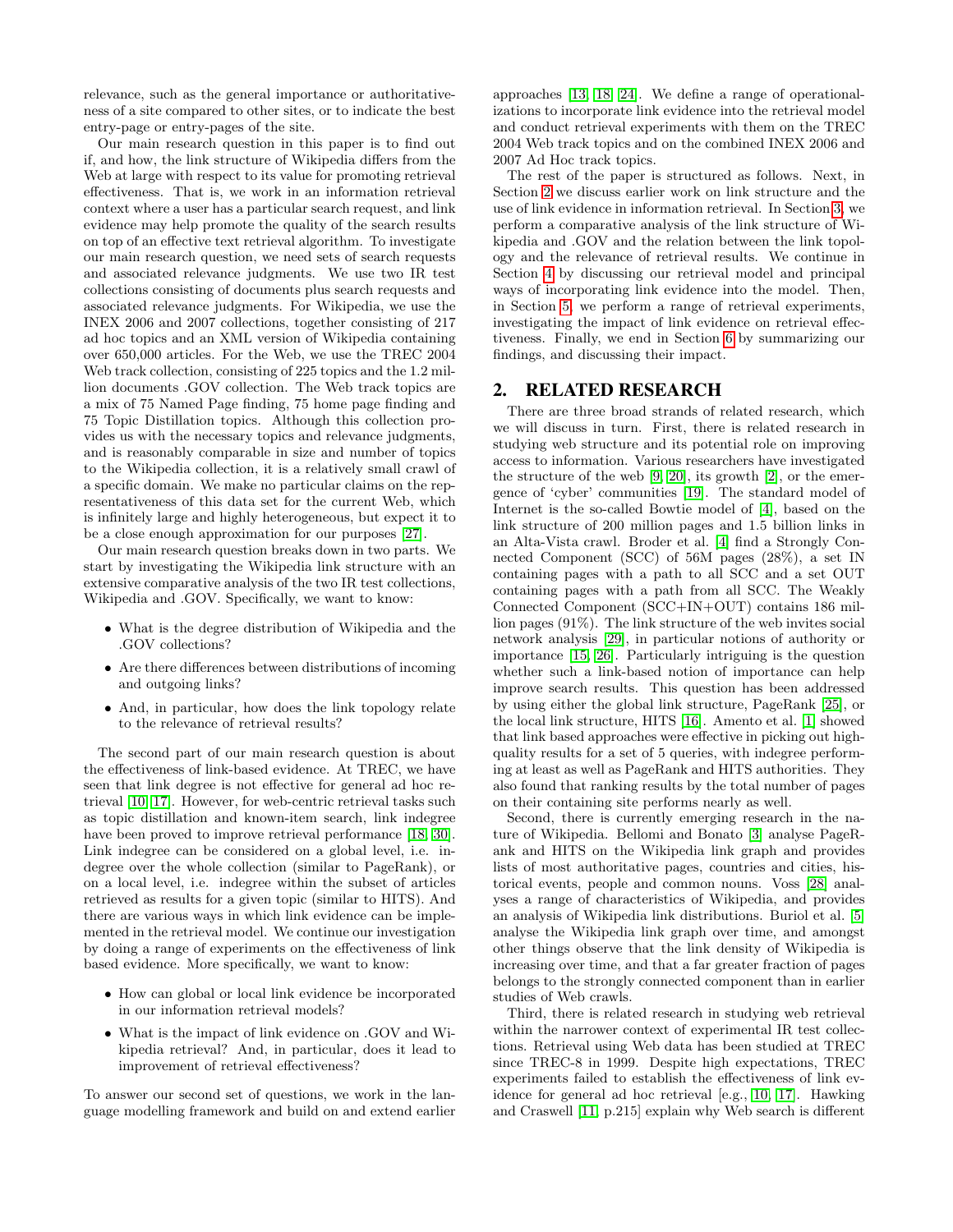relevance, such as the general importance or authoritativeness of a site compared to other sites, or to indicate the best entry-page or entry-pages of the site.

Our main research question in this paper is to find out if, and how, the link structure of Wikipedia differs from the Web at large with respect to its value for promoting retrieval effectiveness. That is, we work in an information retrieval context where a user has a particular search request, and link evidence may help promote the quality of the search results on top of an effective text retrieval algorithm. To investigate our main research question, we need sets of search requests and associated relevance judgments. We use two IR test collections consisting of documents plus search requests and associated relevance judgments. For Wikipedia, we use the INEX 2006 and 2007 collections, together consisting of 217 ad hoc topics and an XML version of Wikipedia containing over 650,000 articles. For the Web, we use the TREC 2004 Web track collection, consisting of 225 topics and the 1.2 million documents .GOV collection. The Web track topics are a mix of 75 Named Page finding, 75 home page finding and 75 Topic Distillation topics. Although this collection provides us with the necessary topics and relevance judgments, and is reasonably comparable in size and number of topics to the Wikipedia collection, it is a relatively small crawl of a specific domain. We make no particular claims on the representativeness of this data set for the current Web, which is infinitely large and highly heterogeneous, but expect it to be a close enough approximation for our purposes [27].

Our main research question breaks down in two parts. We start by investigating the Wikipedia link structure with an extensive comparative analysis of the two IR test collections, Wikipedia and .GOV. Specifically, we want to know:

- What is the degree distribution of Wikipedia and the .GOV collections?
- Are there differences between distributions of incoming and outgoing links?
- And, in particular, how does the link topology relate to the relevance of retrieval results?

The second part of our main research question is about the effectiveness of link-based evidence. At TREC, we have seen that link degree is not effective for general ad hoc retrieval [10, 17]. However, for web-centric retrieval tasks such as topic distillation and known-item search, link indegree have been proved to improve retrieval performance [18, 30]. Link indegree can be considered on a global level, i.e. indegree over the whole collection (similar to PageRank), or on a local level, i.e. indegree within the subset of articles retrieved as results for a given topic (similar to HITS). And there are various ways in which link evidence can be implemented in the retrieval model. We continue our investigation by doing a range of experiments on the effectiveness of link based evidence. More specifically, we want to know:

- How can global or local link evidence be incorporated in our information retrieval models?
- What is the impact of link evidence on .GOV and Wikipedia retrieval? And, in particular, does it lead to improvement of retrieval effectiveness?

To answer our second set of questions, we work in the language modelling framework and build on and extend earlier approaches [13, 18, 24]. We define a range of operationalizations to incorporate link evidence into the retrieval model and conduct retrieval experiments with them on the TREC 2004 Web track topics and on the combined INEX 2006 and 2007 Ad Hoc track topics.

The rest of the paper is structured as follows. Next, in Section 2 we discuss earlier work on link structure and the use of link evidence in information retrieval. In Section 3, we perform a comparative analysis of the link structure of Wikipedia and .GOV and the relation between the link topology and the relevance of retrieval results. We continue in Section 4 by discussing our retrieval model and principal ways of incorporating link evidence into the model. Then, in Section 5, we perform a range of retrieval experiments, investigating the impact of link evidence on retrieval effectiveness. Finally, we end in Section 6 by summarizing our findings, and discussing their impact.

## 2. RELATED RESEARCH

There are three broad strands of related research, which we will discuss in turn. First, there is related research in studying web structure and its potential role on improving access to information. Various researchers have investigated the structure of the web [9, 20], its growth [2], or the emergence of 'cyber' communities [19]. The standard model of Internet is the so-called Bowtie model of [4], based on the link structure of 200 million pages and 1.5 billion links in an Alta-Vista crawl. Broder et al. [4] find a Strongly Connected Component (SCC) of 56M pages (28%), a set IN containing pages with a path to all SCC and a set OUT containing pages with a path from all SCC. The Weakly Connected Component (SCC+IN+OUT) contains 186 million pages (91%). The link structure of the web invites social network analysis [29], in particular notions of authority or importance [15, 26]. Particularly intriguing is the question whether such a link-based notion of importance can help improve search results. This question has been addressed by using either the global link structure, PageRank [25], or the local link structure, HITS [16]. Amento et al. [1] showed that link based approaches were effective in picking out high-quality results for a set of 5 queries, with indegree performing at least as well as PageRank and HITS authorities. They also found that ranking results by the total number of pages on their containing site performs nearly as well.

Second, there is currently emerging research in the nature of Wikipedia. Bellomi and Bonato [3] analyse PageRank and HITS on the Wikipedia link graph and provides lists of most authoritative pages, countries and cities, historical events, people and common nouns. Voss [28] analyses a range of characteristics of Wikipedia, and provides an analysis of Wikipedia link distributions. Buriol et al. [5] analyse the Wikipedia link graph over time, and amongst other things observe that the link density of Wikipedia is increasing over time, and that a far greater fraction of pages belongs to the strongly connected component than in earlier studies of Web crawls.

Third, there is related research in studying web retrieval within the narrower context of experimental IR test collections. Retrieval using Web data has been studied at TREC since TREC-8 in 1999. Despite high expectations, TREC experiments failed to establish the effectiveness of link evidence for general ad hoc retrieval [e.g., 10, 17]. Hawking and Craswell [11, p.215] explain why Web search is different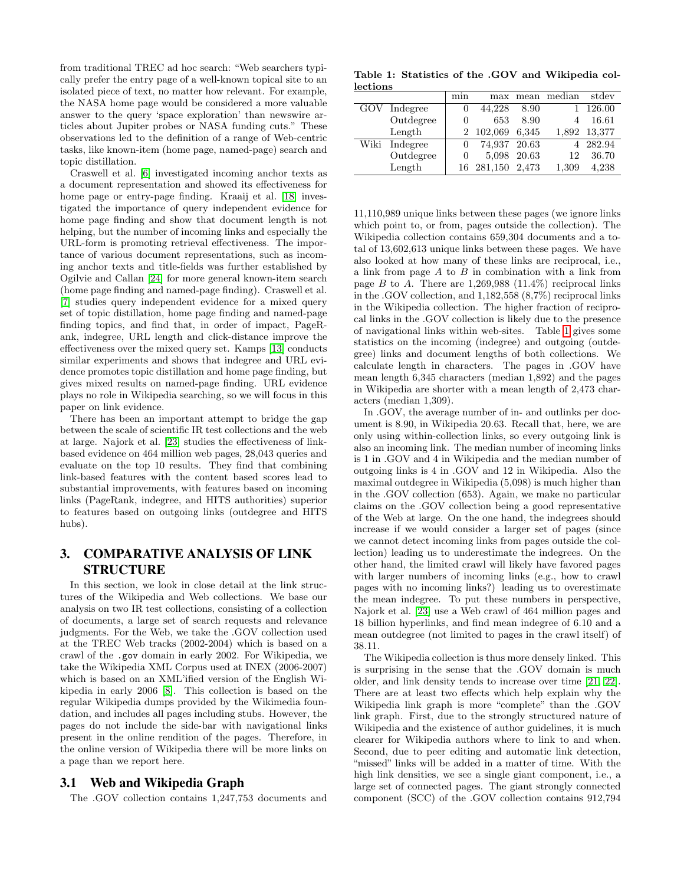from traditional TREC ad hoc search: "Web searchers typically prefer the entry page of a well-known topical site to an isolated piece of text, no matter how relevant. For example, the NASA home page would be considered a more valuable answer to the query 'space exploration' than newswire articles about Jupiter probes or NASA funding cuts." These observations led to the definition of a range of Web-centric tasks, like known-item (home page, named-page) search and topic distillation.

Craswell et al. [6] investigated incoming anchor texts as a document representation and showed its effectiveness for home page or entry-page finding. Kraaij et al. [18] investigated the importance of query independent evidence for home page finding and show that document length is not helping, but the number of incoming links and especially the URL-form is promoting retrieval effectiveness. The importance of various document representations, such as incoming anchor texts and title-fields was further established by Ogilvie and Callan [24] for more general known-item search (home page finding and named-page finding). Craswell et al. [7] studies query independent evidence for a mixed query set of topic distillation, home page finding and named-page finding topics, and find that, in order of impact, PageRank, indegree, URL length and click-distance improve the effectiveness over the mixed query set. Kamps [13] conducts similar experiments and shows that indegree and URL evidence promotes topic distillation and home page finding, but gives mixed results on named-page finding. URL evidence plays no role in Wikipedia searching, so we will focus in this paper on link evidence.

There has been an important attempt to bridge the gap between the scale of scientific IR test collections and the web at large. Najork et al. [23] studies the effectiveness of link-based evidence on 464 million web pages, 28,043 queries and evaluate on the top 10 results. They find that combining link-based features with the content based scores lead to substantial improvements, with features based on incoming links (PageRank, indegree, and HITS authorities) superior to features based on outgoing links (outdegree and HITS hubs).

# 3. COMPARATIVE ANALYSIS OF LINK STRUCTURE

In this section, we look in close detail at the link structures of the Wikipedia and Web collections. We base our analysis on two IR test collections, consisting of a collection of documents, a large set of search requests and relevance judgments. For the Web, we take the .GOV collection used at the TREC Web tracks (2002-2004) which is based on a crawl of the `.gov` domain in early 2002. For Wikipedia, we take the Wikipedia XML Corpus used at INEX (2006-2007) which is based on an XML'ified version of the English Wikipedia in early 2006 [8]. This collection is based on the regular Wikipedia dumps provided by the Wikimedia foundation, and includes all pages including stubs. However, the pages do not include the side-bar with navigational links present in the online rendition of the pages. Therefore, in the online version of Wikipedia there will be more links on a page than we report here.

## 3.1 Web and Wikipedia Graph

The .GOV collection contains 1,247,753 documents and 11,110,989 unique links between these pages (we ignore links which point to, or from, pages outside the collection). The Wikipedia collection contains 659,304 documents and a total of 13,602,613 unique links between these pages. We have also looked at how many of these links are reciprocal, i.e., a link from page $A$ to $B$ in combination with a link from page $B$ to $A$. There are 1,269,988 (11.4%) reciprocal links in the .GOV collection, and 1,182,558 (8,7%) reciprocal links in the Wikipedia collection. The higher fraction of reciprocal links in the .GOV collection is likely due to the presence of navigational links within web-sites. Table 1 gives some statistics on the incoming (indegree) and outgoing (outdegree) links and document lengths of both collections. We calculate length in characters. The pages in .GOV have mean length 6,345 characters (median 1,892) and the pages in Wikipedia are shorter with a mean length of 2,473 characters (median 1,309).

**Table 1: Statistics of the .GOV and Wikipedia collections**

| | | min | max | mean | median | stdev |
|---|---|---|---|---|---|---|
| GOV | Indegree | 0 | 44,228 | 8.90 | 1 | 126.00 |
| | Outdegree | 0 | 653 | 8.90 | 4 | 16.61 |
| | Length | 2 | 102,069 | 6,345 | 1,892 | 13,377 |
| Wiki | Indegree | 0 | 74,937 | 20.63 | 4 | 282.94 |
| | Outdegree | 0 | 5,098 | 20.63 | 12 | 36.70 |
| | Length | 16 | 281,150 | 2,473 | 1,309 | 4,238 |

In .GOV, the average number of in- and outlinks per document is 8.90, in Wikipedia 20.63. Recall that, here, we are only using within-collection links, so every outgoing link is also an incoming link. The median number of incoming links is 1 in .GOV and 4 in Wikipedia and the median number of outgoing links is 4 in .GOV and 12 in Wikipedia. Also the maximal outdegree in Wikipedia (5,098) is much higher than in the .GOV collection (653). Again, we make no particular claims on the .GOV collection being a good representative of the Web at large. On the one hand, the indegrees should increase if we would consider a larger set of pages (since we cannot detect incoming links from pages outside the collection) leading us to underestimate the indegrees. On the other hand, the limited crawl will likely have favored pages with larger numbers of incoming links (e.g., how to crawl pages with no incoming links?) leading us to overestimate the mean indegree. To put these numbers in perspective, Najork et al. [23] use a Web crawl of 464 million pages and 18 billion hyperlinks, and find mean indegree of 6.10 and a mean outdegree (not limited to pages in the crawl itself) of 38.11.

The Wikipedia collection is thus more densely linked. This is surprising in the sense that the .GOV domain is much older, and link density tends to increase over time [21, 22]. There are at least two effects which help explain why the Wikipedia link graph is more "complete" than the .GOV link graph. First, due to the strongly structured nature of Wikipedia and the existence of author guidelines, it is much clearer for Wikipedia authors where to link to and when. Second, due to peer editing and automatic link detection, "missed" links will be added in a matter of time. With the high link densities, we see a single giant component, i.e., a large set of connected pages. The giant strongly connected component (SCC) of the .GOV collection contains 912,794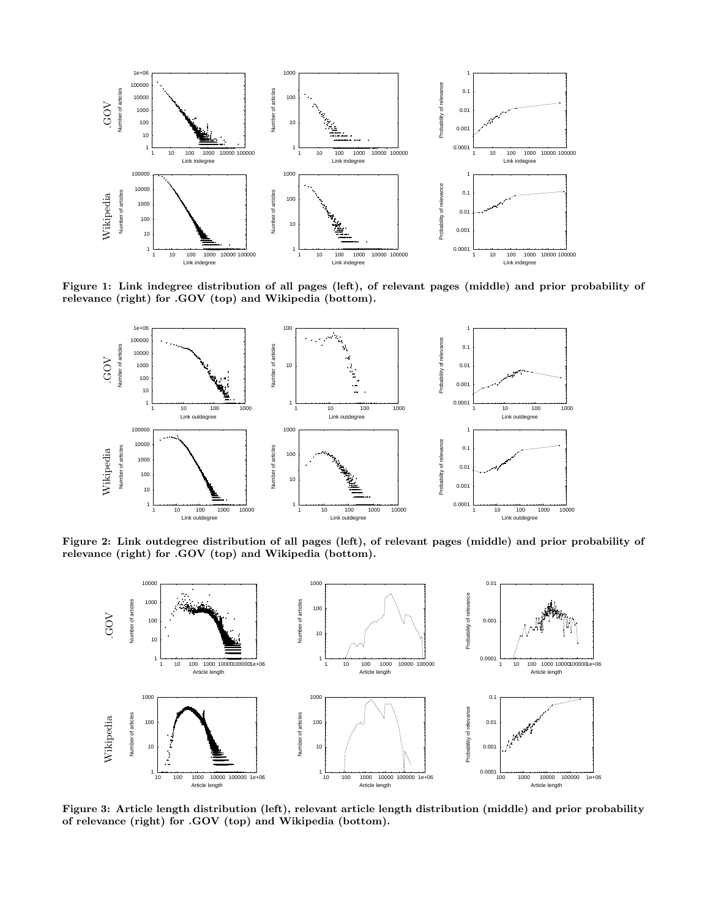**Figure 1: Link indegree distribution of all pages (left), of relevant pages (middle) and prior probability of relevance (right) for .GOV (top) and Wikipedia (bottom).**

**Figure 2: Link outdegree distribution of all pages (left), of relevant pages (middle) and prior probability of relevance (right) for .GOV (top) and Wikipedia (bottom).**

**Figure 3: Article length distribution (left), relevant article length distribution (middle) and prior probability of relevance (right) for .GOV (top) and Wikipedia (bottom).**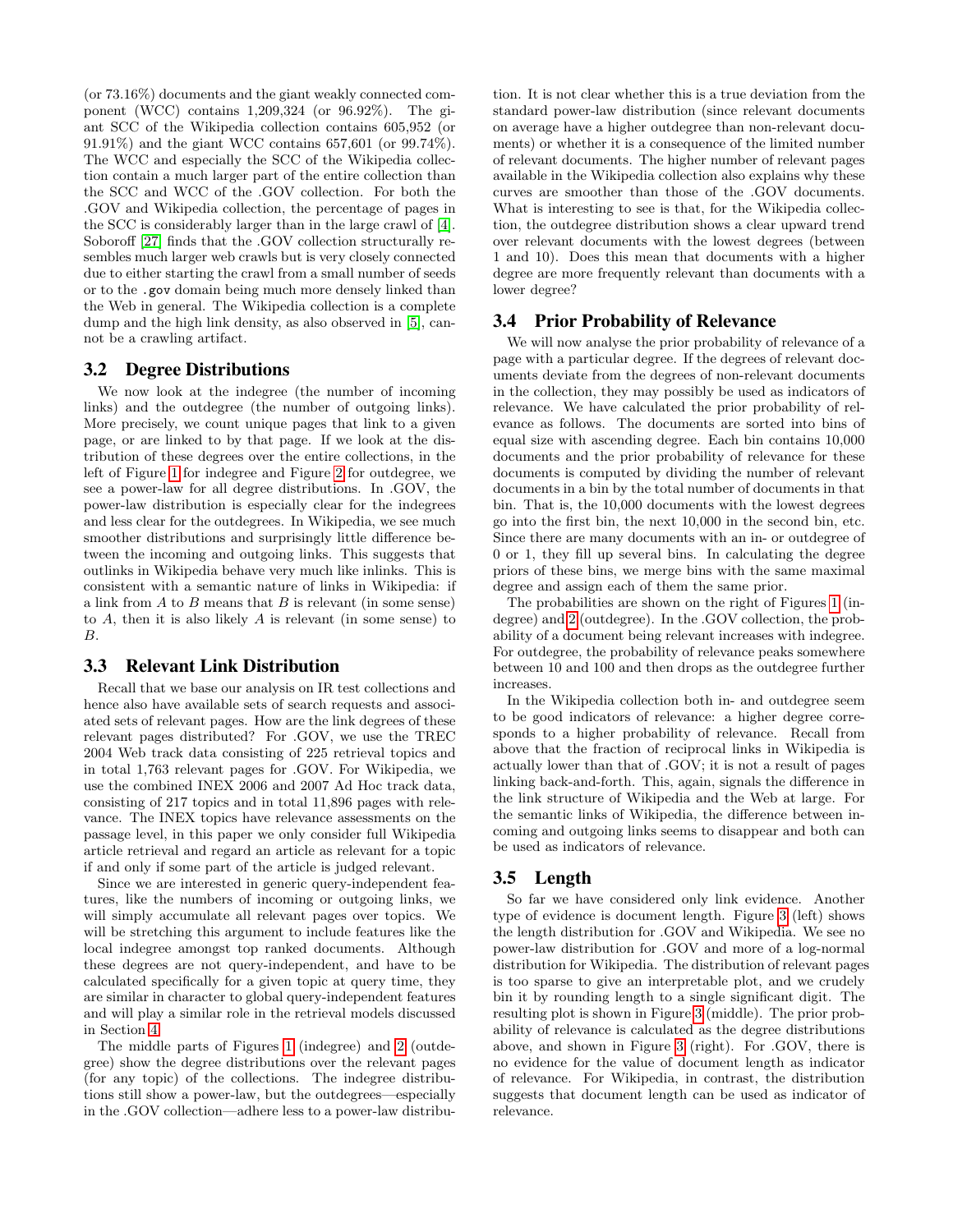(or 73.16%) documents and the giant weakly connected component (WCC) contains 1,209,324 (or 96.92%). The giant SCC of the Wikipedia collection contains 605,952 (or 91.91%) and the giant WCC contains 657,601 (or 99.74%). The WCC and especially the SCC of the Wikipedia collection contain a much larger part of the entire collection than the SCC and WCC of the .GOV collection. For both the .GOV and Wikipedia collection, the percentage of pages in the SCC is considerably larger than in the large crawl of [4]. Soboroff [27] finds that the .GOV collection structurally resembles much larger web crawls but is very closely connected due to either starting the crawl from a small number of seeds or to the `.gov` domain being much more densely linked than the Web in general. The Wikipedia collection is a complete dump and the high link density, as also observed in [5], cannot be a crawling artifact.

### 3.2 Degree Distributions

We now look at the indegree (the number of incoming links) and the outdegree (the number of outgoing links). More precisely, we count unique pages that link to a given page, or are linked to by that page. If we look at the distribution of these degrees over the entire collections, in the left of Figure 1 for indegree and Figure 2 for outdegree, we see a power-law for all degree distributions. In .GOV, the power-law distribution is especially clear for the indegrees and less clear for the outdegrees. In Wikipedia, we see much smoother distributions and surprisingly little difference between the incoming and outgoing links. This suggests that outlinks in Wikipedia behave very much like inlinks. This is consistent with a semantic nature of links in Wikipedia: if a link from $A$ to $B$ means that $B$ is relevant (in some sense) to $A$, then it is also likely $A$ is relevant (in some sense) to $B$.

### 3.3 Relevant Link Distribution

Recall that we base our analysis on IR test collections and hence also have available sets of search requests and associated sets of relevant pages. How are the link degrees of these relevant pages distributed? For .GOV, we use the TREC 2004 Web track data consisting of 225 retrieval topics and in total 1,763 relevant pages for .GOV. For Wikipedia, we use the combined INEX 2006 and 2007 Ad Hoc track data, consisting of 217 topics and in total 11,896 pages with relevance. The INEX topics have relevance assessments on the passage level, in this paper we only consider full Wikipedia article retrieval and regard an article as relevant for a topic if and only if some part of the article is judged relevant.

Since we are interested in generic query-independent features, like the numbers of incoming or outgoing links, we will simply accumulate all relevant pages over topics. We will be stretching this argument to include features like the local indegree amongst top ranked documents. Although these degrees are not query-independent, and have to be calculated specifically for a given topic at query time, they are similar in character to global query-independent features and will play a similar role in the retrieval models discussed in Section 4.

The middle parts of Figures 1 (indegree) and 2 (outdegree) show the degree distributions over the relevant pages (for any topic) of the collections. The indegree distributions still show a power-law, but the outdegrees—especially in the .GOV collection—adhere less to a power-law distribution. It is not clear whether this is a true deviation from the standard power-law distribution (since relevant documents on average have a higher outdegree than non-relevant documents) or whether it is a consequence of the limited number of relevant documents. The higher number of relevant pages available in the Wikipedia collection also explains why these curves are smoother than those of the .GOV documents. What is interesting to see is that, for the Wikipedia collection, the outdegree distribution shows a clear upward trend over relevant documents with the lowest degrees (between 1 and 10). Does this mean that documents with a higher degree are more frequently relevant than documents with a lower degree?

### 3.4 Prior Probability of Relevance

We will now analyse the prior probability of relevance of a page with a particular degree. If the degrees of relevant documents deviate from the degrees of non-relevant documents in the collection, they may possibly be used as indicators of relevance. We have calculated the prior probability of relevance as follows. The documents are sorted into bins of equal size with ascending degree. Each bin contains 10,000 documents and the prior probability of relevance for these documents is computed by dividing the number of relevant documents in a bin by the total number of documents in that bin. That is, the 10,000 documents with the lowest degrees go into the first bin, the next 10,000 in the second bin, etc. Since there are many documents with an in- or outdegree of 0 or 1, they fill up several bins. In calculating the degree priors of these bins, we merge bins with the same maximal degree and assign each of them the same prior.

The probabilities are shown on the right of Figures 1 (indegree) and 2 (outdegree). In the .GOV collection, the probability of a document being relevant increases with indegree. For outdegree, the probability of relevance peaks somewhere between 10 and 100 and then drops as the outdegree further increases.

In the Wikipedia collection both in- and outdegree seem to be good indicators of relevance: a higher degree corresponds to a higher probability of relevance. Recall from above that the fraction of reciprocal links in Wikipedia is actually lower than that of .GOV; it is not a result of pages linking back-and-forth. This, again, signals the difference in the link structure of Wikipedia and the Web at large. For the semantic links of Wikipedia, the difference between incoming and outgoing links seems to disappear and both can be used as indicators of relevance.

### 3.5 Length

So far we have considered only link evidence. Another type of evidence is document length. Figure 3 (left) shows the length distribution for .GOV and Wikipedia. We see no power-law distribution for .GOV and more of a log-normal distribution for Wikipedia. The distribution of relevant pages is too sparse to give an interpretable plot, and we crudely bin it by rounding length to a single significant digit. The resulting plot is shown in Figure 3 (middle). The prior probability of relevance is calculated as the degree distributions above, and shown in Figure 3 (right). For .GOV, there is no evidence for the value of document length as indicator of relevance. For Wikipedia, in contrast, the distribution suggests that document length can be used as indicator of relevance.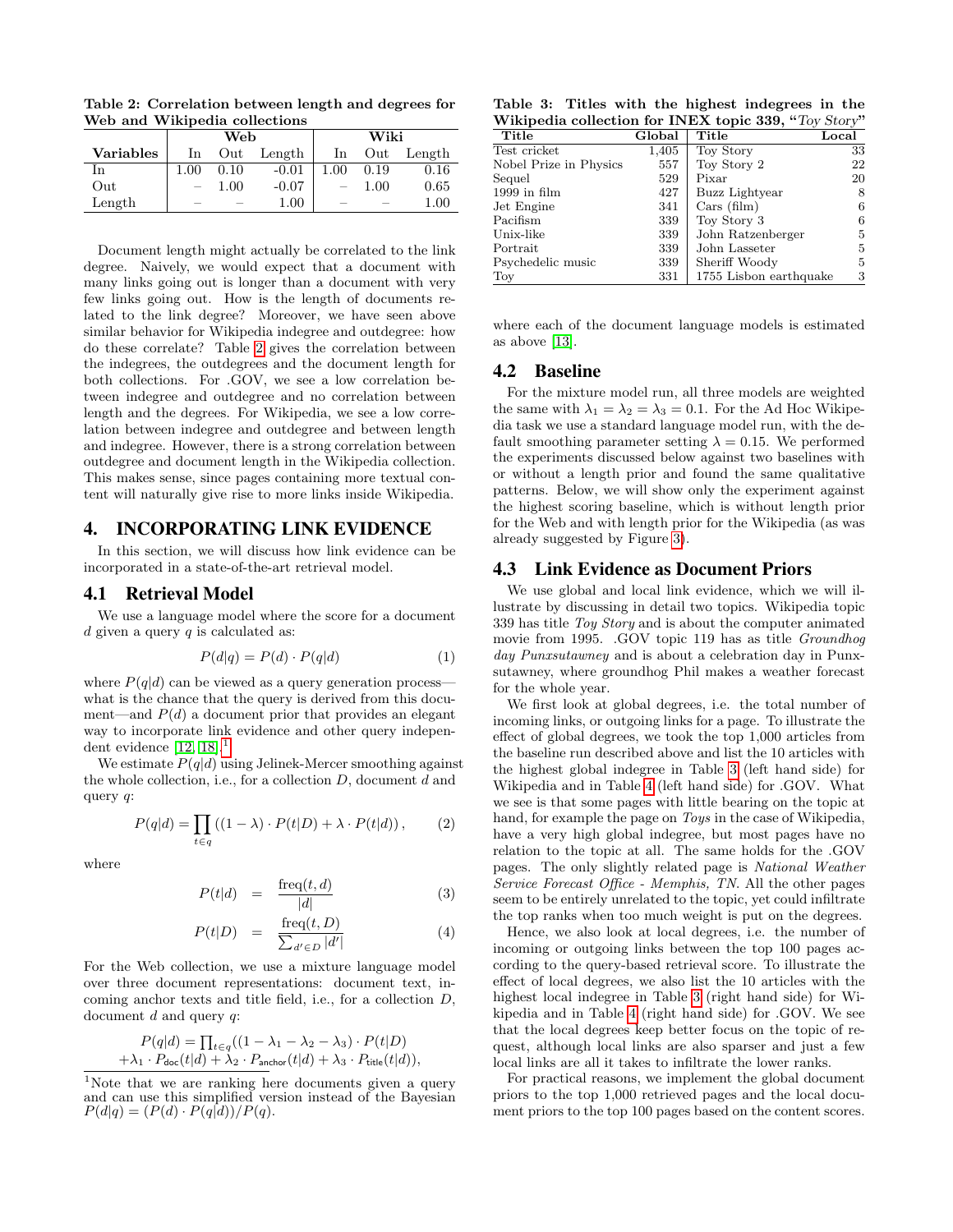**Table 2: Correlation between length and degrees for Web and Wikipedia collections**

| | Web | | | Wiki | | |
|---|---|---|---|---|---|---|
| **Variables** | In | Out | Length | In | Out | Length |
| In | 1.00 | 0.10 | -0.01 | 1.00 | 0.19 | 0.16 |
| Out | – | 1.00 | -0.07 | – | 1.00 | 0.65 |
| Length | – | – | 1.00 | – | – | 1.00 |

Document length might actually be correlated to the link degree. Naively, we would expect that a document with many links going out is longer than a document with very few links going out. How is the length of documents related to the link degree? Moreover, we have seen above similar behavior for Wikipedia indegree and outdegree: how do these correlate? Table 2 gives the correlation between the indegrees, the outdegrees and the document length for both collections. For .GOV, we see a low correlation between indegree and outdegree and no correlation between length and the degrees. For Wikipedia, we see a low correlation between indegree and outdegree and between length and indegree. However, there is a strong correlation between outdegree and document length in the Wikipedia collection. This makes sense, since pages containing more textual content will naturally give rise to more links inside Wikipedia.

## 4. INCORPORATING LINK EVIDENCE

In this section, we will discuss how link evidence can be incorporated in a state-of-the-art retrieval model.

### 4.1 Retrieval Model

We use a language model where the score for a document $d$ given a query $q$ is calculated as:

$$P(d|q) = P(d) \cdot P(q|d) \tag{1}$$

where $P(q|d)$ can be viewed as a query generation process—what is the chance that the query is derived from this document—and $P(d)$ a document prior that provides an elegant way to incorporate link evidence and other query independent evidence [12, 18].[1]

We estimate $P(q|d)$ using Jelinek-Mercer smoothing against the whole collection, i.e., for a collection $D$, document $d$ and query $q$:

$$P(q|d) = \prod_{t \in q} \left((1-\lambda) \cdot P(t|D) + \lambda \cdot P(t|d)\right), \tag{2}$$

where

$$P(t|d) = \frac{\text{freq}(t,d)}{|d|} \tag{3}$$

$$P(t|D) = \frac{\text{freq}(t,D)}{\sum_{d' \in D} |d'|} \tag{4}$$

For the Web collection, we use a mixture language model over three document representations: document text, incoming anchor texts and title field, i.e., for a collection $D$, document $d$ and query $q$:

$$P(q|d) = \prod_{t \in q}((1-\lambda_1-\lambda_2-\lambda_3) \cdot P(t|D) + \lambda_1 \cdot P_{\mathsf{doc}}(t|d) + \lambda_2 \cdot P_{\mathsf{anchor}}(t|d) + \lambda_3 \cdot P_{\mathsf{title}}(t|d)),$$

[1] Note that we are ranking here documents given a query and can use this simplified version instead of the Bayesian $P(d|q) = (P(d) \cdot P(q|d))/P(q)$.

**Table 3: Titles with the highest indegrees in the Wikipedia collection for INEX topic 339, "*Toy Story*"**

| Title | Global | Title | Local |
|---|---|---|---|
| Test cricket | 1,405 | Toy Story | 33 |
| Nobel Prize in Physics | 557 | Toy Story 2 | 22 |
| Sequel | 529 | Pixar | 20 |
| 1999 in film | 427 | Buzz Lightyear | 8 |
| Jet Engine | 341 | Cars (film) | 6 |
| Pacifism | 339 | Toy Story 3 | 6 |
| Unix-like | 339 | John Ratzenberger | 5 |
| Portrait | 339 | John Lasseter | 5 |
| Psychedelic music | 339 | Sheriff Woody | 5 |
| Toy | 331 | 1755 Lisbon earthquake | 3 |

where each of the document language models is estimated as above [13].

### 4.2 Baseline

For the mixture model run, all three models are weighted the same with $\lambda_1 = \lambda_2 = \lambda_3 = 0.1$. For the Ad Hoc Wikipedia task we use a standard language model run, with the default smoothing parameter setting $\lambda = 0.15$. We performed the experiments discussed below against two baselines with or without a length prior and found the same qualitative patterns. Below, we will show only the experiment against the highest scoring baseline, which is without length prior for the Web and with length prior for the Wikipedia (as was already suggested by Figure 3).

### 4.3 Link Evidence as Document Priors

We use global and local link evidence, which we will illustrate by discussing in detail two topics. Wikipedia topic 339 has title *Toy Story* and is about the computer animated movie from 1995. .GOV topic 119 has as title *Groundhog day Punxsutawney* and is about a celebration day in Punxsutawney, where groundhog Phil makes a weather forecast for the whole year.

We first look at global degrees, i.e. the total number of incoming links, or outgoing links for a page. To illustrate the effect of global degrees, we took the top 1,000 articles from the baseline run described above and list the 10 articles with the highest global indegree in Table 3 (left hand side) for Wikipedia and in Table 4 (left hand side) for .GOV. What we see is that some pages with little bearing on the topic at hand, for example the page on *Toys* in the case of Wikipedia, have a very high global indegree, but most pages have no relation to the topic at all. The same holds for the .GOV pages. The only slightly related page is *National Weather Service Forecast Office - Memphis, TN*. All the other pages seem to be entirely unrelated to the topic, yet could infiltrate the top ranks when too much weight is put on the degrees.

Hence, we also look at local degrees, i.e. the number of incoming or outgoing links between the top 100 pages according to the query-based retrieval score. To illustrate the effect of local degrees, we also list the 10 articles with the highest local indegree in Table 3 (right hand side) for Wikipedia and in Table 4 (right hand side) for .GOV. We see that the local degrees keep better focus on the topic of request, although local links are also sparser and just a few local links are all it takes to infiltrate the lower ranks.

For practical reasons, we implement the global document priors to the top 1,000 retrieved pages and the local document priors to the top 100 pages based on the content scores.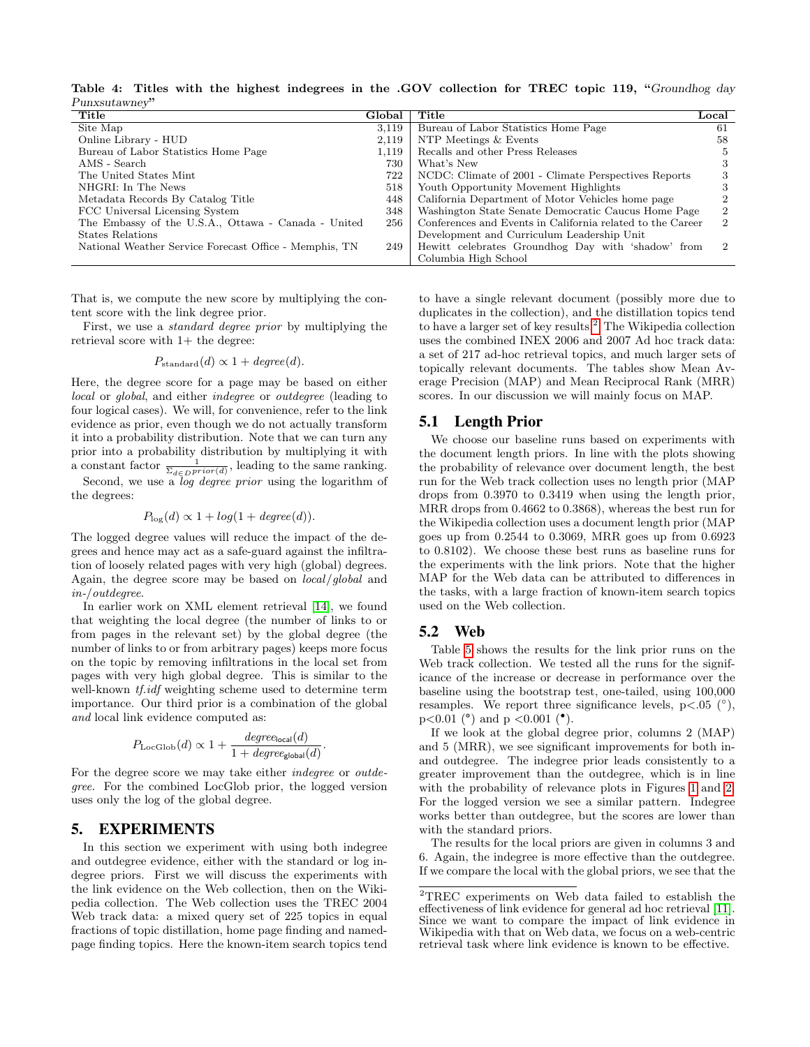**Table 4: Titles with the highest indegrees in the .GOV collection for TREC topic 119, "*Groundhog day Punxsutawney*"**

| Title | Global | Title | Local |
|---|---|---|---|
| Site Map | 3,119 | Bureau of Labor Statistics Home Page | 61 |
| Online Library - HUD | 2,119 | NTP Meetings & Events | 58 |
| Bureau of Labor Statistics Home Page | 1,119 | Recalls and other Press Releases | 5 |
| AMS - Search | 730 | What's New | 3 |
| The United States Mint | 722 | NCDC: Climate of 2001 - Climate Perspectives Reports | 3 |
| NHGRI: In The News | 518 | Youth Opportunity Movement Highlights | 3 |
| Metadata Records By Catalog Title | 448 | California Department of Motor Vehicles home page | 2 |
| FCC Universal Licensing System | 348 | Washington State Senate Democratic Caucus Home Page | 2 |
| The Embassy of the U.S.A., Ottawa - Canada - United States Relations | 256 | Conferences and Events in California related to the Career Development and Curriculum Leadership Unit | 2 |
| National Weather Service Forecast Office - Memphis, TN | 249 | Hewitt celebrates Groundhog Day with 'shadow' from Columbia High School | 2 |

That is, we compute the new score by multiplying the content score with the link degree prior.

First, we use a *standard degree prior* by multiplying the retrieval score with 1+ the degree:

$$P_{\text{standard}}(d) \propto 1 + degree(d).$$

Here, the degree score for a page may be based on either *local* or *global*, and either *indegree* or *outdegree* (leading to four logical cases). We will, for convenience, refer to the link evidence as prior, even though we do not actually transform it into a probability distribution. Note that we can turn any prior into a probability distribution by multiplying it with a constant factor $\frac{1}{\Sigma_{d \in D} prior(d)}$, leading to the same ranking.

Second, we use a *log degree prior* using the logarithm of the degrees:

$$P_{\log}(d) \propto 1 + log(1 + degree(d)).$$

The logged degree values will reduce the impact of the degrees and hence may act as a safe-guard against the infiltration of loosely related pages with very high (global) degrees. Again, the degree score may be based on *local*/*global* and *in-*/*outdegree*.

In earlier work on XML element retrieval [14], we found that weighting the local degree (the number of links to or from pages in the relevant set) by the global degree (the number of links to or from arbitrary pages) keeps more focus on the topic by removing infiltrations in the local set from pages with very high global degree. This is similar to the well-known *tf.idf* weighting scheme used to determine term importance. Our third prior is a combination of the global *and* local link evidence computed as:

$$P_{\text{LocGlob}}(d) \propto 1 + \frac{degree_{\mathsf{local}}(d)}{1 + degree_{\mathsf{global}}(d)}.$$

For the degree score we may take either *indegree* or *outdegree*. For the combined LocGlob prior, the logged version uses only the log of the global degree.

# 5. EXPERIMENTS

In this section we experiment with using both indegree and outdegree evidence, either with the standard or log indegree priors. First we will discuss the experiments with the link evidence on the Web collection, then on the Wikipedia collection. The Web collection uses the TREC 2004 Web track data: a mixed query set of 225 topics in equal fractions of topic distillation, home page finding and named-page finding topics. Here the known-item search topics tend to have a single relevant document (possibly more due to duplicates in the collection), and the distillation topics tend to have a larger set of key results.[2] The Wikipedia collection uses the combined INEX 2006 and 2007 Ad hoc track data: a set of 217 ad-hoc retrieval topics, and much larger sets of topically relevant documents. The tables show Mean Average Precision (MAP) and Mean Reciprocal Rank (MRR) scores. In our discussion we will mainly focus on MAP.

## 5.1 Length Prior

We choose our baseline runs based on experiments with the document length priors. In line with the plots showing the probability of relevance over document length, the best run for the Web track collection uses no length prior (MAP drops from 0.3970 to 0.3419 when using the length prior, MRR drops from 0.4662 to 0.3868), whereas the best run for the Wikipedia collection uses a document length prior (MAP goes up from 0.2544 to 0.3069, MRR goes up from 0.6923 to 0.8102). We choose these best runs as baseline runs for the experiments with the link priors. Note that the higher MAP for the Web data can be attributed to differences in the tasks, with a large fraction of known-item search topics used on the Web collection.

## 5.2 Web

Table 5 shows the results for the link prior runs on the Web track collection. We tested all the runs for the significance of the increase or decrease in performance over the baseline using the bootstrap test, one-tailed, using 100,000 resamples. We report three significance levels, $p<.05$ (°), $p<0.01$ (°) and $p<0.001$ (•).

If we look at the global degree prior, columns 2 (MAP) and 5 (MRR), we see significant improvements for both in- and outdegree. The indegree prior leads consistently to a greater improvement than the outdegree, which is in line with the probability of relevance plots in Figures 1 and 2. For the logged version we see a similar pattern. Indegree works better than outdegree, but the scores are lower than with the standard priors.

The results for the local priors are given in columns 3 and 6. Again, the indegree is more effective than the outdegree. If we compare the local with the global priors, we see that the

[2] TREC experiments on Web data failed to establish the effectiveness of link evidence for general ad hoc retrieval [11]. Since we want to compare the impact of link evidence in Wikipedia with that on Web data, we focus on a web-centric retrieval task where link evidence is known to be effective.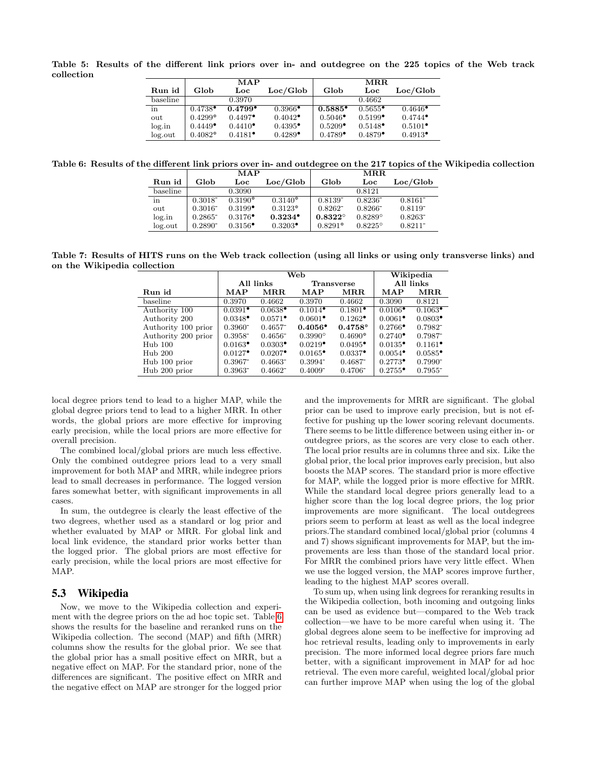Table 5: Results of the different link priors over in- and outdegree on the 225 topics of the Web track collection

| | MAP | | | MRR | | |
|---|---|---|---|---|---|---|
| Run id | Glob | Loc | Loc/Glob | Glob | Loc | Loc/Glob |
| baseline | | 0.3970 | | | 0.4662 | |
| in | 0.4738• | **0.4799•** | 0.3966• | **0.5885•** | 0.5655• | 0.4646• |
| out | 0.4299◉ | 0.4497• | 0.4042• | 0.5046• | 0.5199• | 0.4744• |
| log.in | 0.4449• | 0.4410• | 0.4395• | 0.5209• | 0.5148• | 0.5101• |
| log.out | 0.4082◉ | 0.4181• | 0.4289• | 0.4789• | 0.4879• | 0.4913• |

Table 6: Results of the different link priors over in- and outdegree on the 217 topics of the Wikipedia collection

| | MAP | | | MRR | | |
|---|---|---|---|---|---|---|
| Run id | Glob | Loc | Loc/Glob | Glob | Loc | Loc/Glob |
| baseline | | 0.3090 | | | 0.8121 | |
| in | 0.3018⁻ | 0.3190◉ | 0.3140◉ | 0.8139⁻ | 0.8236⁻ | 0.8161⁻ |
| out | 0.3016⁻ | 0.3199• | 0.3123◉ | 0.8262⁻ | 0.8266⁻ | 0.8119⁻ |
| log.in | 0.2865⁻ | 0.3176• | **0.3234•** | **0.8322**◦ | 0.8289◦ | 0.8263⁻ |
| log.out | 0.2890⁻ | 0.3156• | 0.3203• | 0.8291◉ | 0.8225◦ | 0.8211⁻ |

Table 7: Results of HITS runs on the Web track collection (using all links or using only transverse links) and on the Wikipedia collection

| | Web | | | | Wikipedia | |
|---|---|---|---|---|---|---|
| | All links | | Transverse | | All links | |
| Run id | MAP | MRR | MAP | MRR | MAP | MRR |
| baseline | 0.3970 | 0.4662 | 0.3970 | 0.4662 | 0.3090 | 0.8121 |
| Authority 100 | 0.0391• | 0.0638• | 0.1014• | 0.1801• | 0.0106• | 0.1063• |
| Authority 200 | 0.0348• | 0.0571• | 0.0601• | 0.1262• | 0.0061• | 0.0803• |
| Authority 100 prior | 0.3960⁻ | 0.4657⁻ | **0.4056•** | **0.4758◉** | 0.2766• | 0.7982⁻ |
| Authority 200 prior | 0.3958⁻ | 0.4656⁻ | 0.3990◦ | 0.4690◉ | 0.2740• | 0.7987⁻ |
| Hub 100 | 0.0163• | 0.0303• | 0.0219• | 0.0495• | 0.0135• | 0.1161• |
| Hub 200 | 0.0127• | 0.0207• | 0.0165• | 0.0337• | 0.0054• | 0.0585• |
| Hub 100 prior | 0.3967⁻ | 0.4663⁻ | 0.3994⁻ | 0.4687⁻ | 0.2773• | 0.7990⁻ |
| Hub 200 prior | 0.3963⁻ | 0.4662⁻ | 0.4009⁻ | 0.4706⁻ | 0.2755• | 0.7955⁻ |

local degree priors tend to lead to a higher MAP, while the global degree priors tend to lead to a higher MRR. In other words, the global priors are more effective for improving early precision, while the local priors are more effective for overall precision.

The combined local/global priors are much less effective. Only the combined outdegree priors lead to a very small improvement for both MAP and MRR, while indegree priors lead to small decreases in performance. The logged version fares somewhat better, with significant improvements in all cases.

In sum, the outdegree is clearly the least effective of the two degrees, whether used as a standard or log prior and whether evaluated by MAP or MRR. For global link and local link evidence, the standard prior works better than the logged prior. The global priors are most effective for early precision, while the local priors are most effective for MAP.

## 5.3 Wikipedia

Now, we move to the Wikipedia collection and experiment with the degree priors on the ad hoc topic set. Table 6 shows the results for the baseline and reranked runs on the Wikipedia collection. The second (MAP) and fifth (MRR) columns show the results for the global prior. We see that the global prior has a small positive effect on MRR, but a negative effect on MAP. For the standard prior, none of the differences are significant. The positive effect on MRR and the negative effect on MAP are stronger for the logged prior and the improvements for MRR are significant. The global prior can be used to improve early precision, but is not effective for pushing up the lower scoring relevant documents. There seems to be little difference between using either in- or outdegree priors, as the scores are very close to each other. The local prior results are in columns three and six. Like the global prior, the local prior improves early precision, but also boosts the MAP scores. The standard prior is more effective for MAP, while the logged prior is more effective for MRR. While the standard local degree priors generally lead to a higher score than the log local degree priors, the log prior improvements are more significant. The local outdegrees priors seem to perform at least as well as the local indegree priors.The standard combined local/global prior (columns 4 and 7) shows significant improvements for MAP, but the improvements are less than those of the standard local prior. For MRR the combined priors have very little effect. When we use the logged version, the MAP scores improve further, leading to the highest MAP scores overall.

To sum up, when using link degrees for reranking results in the Wikipedia collection, both incoming and outgoing links can be used as evidence but—compared to the Web track collection—we have to be more careful when using it. The global degrees alone seem to be ineffective for improving ad hoc retrieval results, leading only to improvements in early precision. The more informed local degree priors fare much better, with a significant improvement in MAP for ad hoc retrieval. The even more careful, weighted local/global prior can further improve MAP when using the log of the global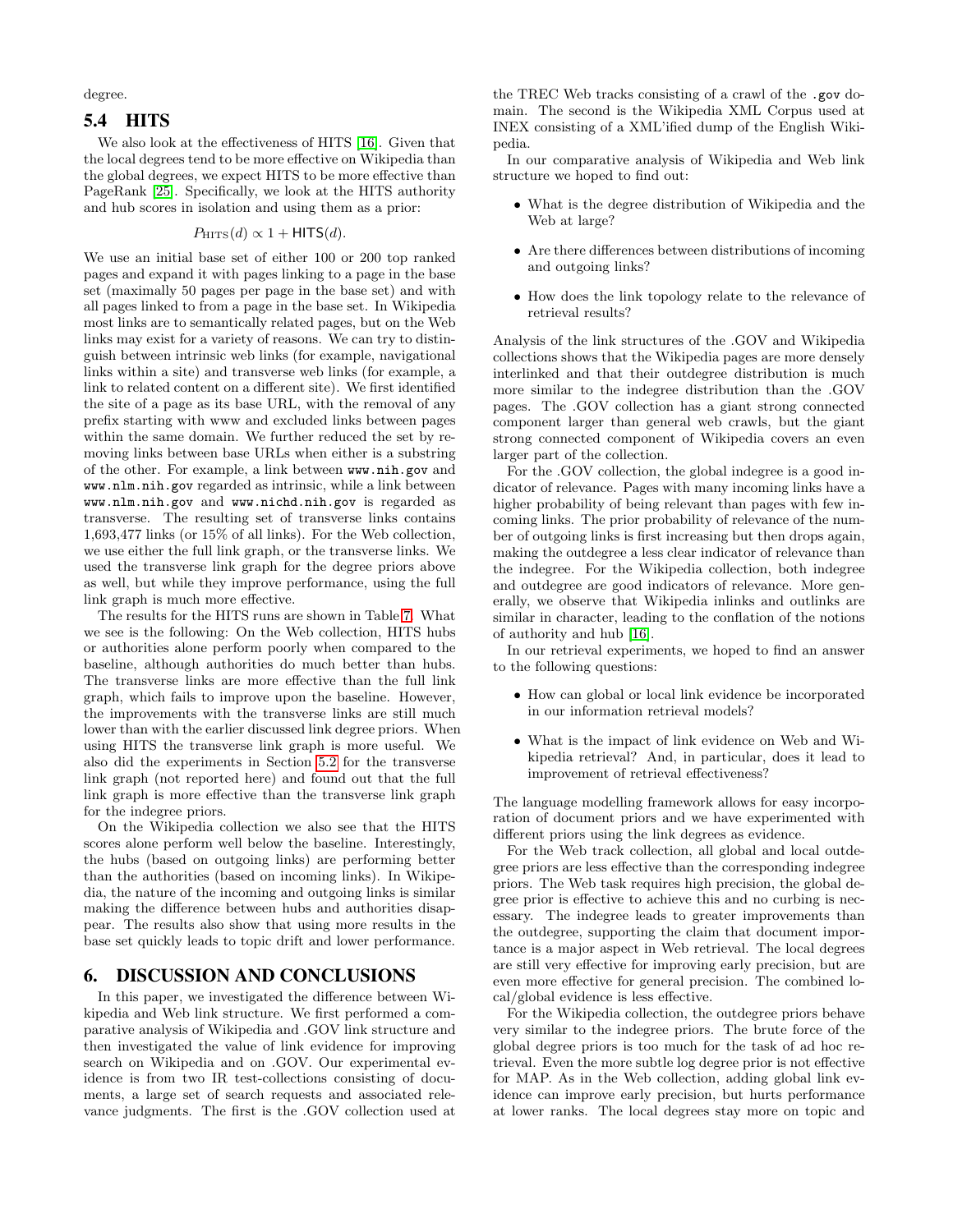degree.

## 5.4 HITS

We also look at the effectiveness of HITS [16]. Given that the local degrees tend to be more effective on Wikipedia than the global degrees, we expect HITS to be more effective than PageRank [25]. Specifically, we look at the HITS authority and hub scores in isolation and using them as a prior:

$$P_{\text{HITS}}(d) \propto 1 + \mathsf{HITS}(d).$$

We use an initial base set of either 100 or 200 top ranked pages and expand it with pages linking to a page in the base set (maximally 50 pages per page in the base set) and with all pages linked to from a page in the base set. In Wikipedia most links are to semantically related pages, but on the Web links may exist for a variety of reasons. We can try to distinguish between intrinsic web links (for example, navigational links within a site) and transverse web links (for example, a link to related content on a different site). We first identified the site of a page as its base URL, with the removal of any prefix starting with www and excluded links between pages within the same domain. We further reduced the set by removing links between base URLs when either is a substring of the other. For example, a link between `www.nih.gov` and `www.nlm.nih.gov` regarded as intrinsic, while a link between `www.nlm.nih.gov` and `www.nichd.nih.gov` is regarded as transverse. The resulting set of transverse links contains 1,693,477 links (or 15% of all links). For the Web collection, we use either the full link graph, or the transverse links. We used the transverse link graph for the degree priors above as well, but while they improve performance, using the full link graph is much more effective.

The results for the HITS runs are shown in Table 7. What we see is the following: On the Web collection, HITS hubs or authorities alone perform poorly when compared to the baseline, although authorities do much better than hubs. The transverse links are more effective than the full link graph, which fails to improve upon the baseline. However, the improvements with the transverse links are still much lower than with the earlier discussed link degree priors. When using HITS the transverse link graph is more useful. We also did the experiments in Section 5.2 for the transverse link graph (not reported here) and found out that the full link graph is more effective than the transverse link graph for the indegree priors.

On the Wikipedia collection we also see that the HITS scores alone perform well below the baseline. Interestingly, the hubs (based on outgoing links) are performing better than the authorities (based on incoming links). In Wikipedia, the nature of the incoming and outgoing links is similar making the difference between hubs and authorities disappear. The results also show that using more results in the base set quickly leads to topic drift and lower performance.

# 6. DISCUSSION AND CONCLUSIONS

In this paper, we investigated the difference between Wikipedia and Web link structure. We first performed a comparative analysis of Wikipedia and .GOV link structure and then investigated the value of link evidence for improving search on Wikipedia and on .GOV. Our experimental evidence is from two IR test-collections consisting of documents, a large set of search requests and associated relevance judgments. The first is the .GOV collection used at the TREC Web tracks consisting of a crawl of the `.gov` domain. The second is the Wikipedia XML Corpus used at INEX consisting of a XML'ified dump of the English Wikipedia.

In our comparative analysis of Wikipedia and Web link structure we hoped to find out:

- What is the degree distribution of Wikipedia and the Web at large?
- Are there differences between distributions of incoming and outgoing links?
- How does the link topology relate to the relevance of retrieval results?

Analysis of the link structures of the .GOV and Wikipedia collections shows that the Wikipedia pages are more densely interlinked and that their outdegree distribution is much more similar to the indegree distribution than the .GOV pages. The .GOV collection has a giant strong connected component larger than general web crawls, but the giant strong connected component of Wikipedia covers an even larger part of the collection.

For the .GOV collection, the global indegree is a good indicator of relevance. Pages with many incoming links have a higher probability of being relevant than pages with few incoming links. The prior probability of relevance of the number of outgoing links is first increasing but then drops again, making the outdegree a less clear indicator of relevance than the indegree. For the Wikipedia collection, both indegree and outdegree are good indicators of relevance. More generally, we observe that Wikipedia inlinks and outlinks are similar in character, leading to the conflation of the notions of authority and hub [16].

In our retrieval experiments, we hoped to find an answer to the following questions:

- How can global or local link evidence be incorporated in our information retrieval models?
- What is the impact of link evidence on Web and Wikipedia retrieval? And, in particular, does it lead to improvement of retrieval effectiveness?

The language modelling framework allows for easy incorporation of document priors and we have experimented with different priors using the link degrees as evidence.

For the Web track collection, all global and local outdegree priors are less effective than the corresponding indegree priors. The Web task requires high precision, the global degree prior is effective to achieve this and no curbing is necessary. The indegree leads to greater improvements than the outdegree, supporting the claim that document importance is a major aspect in Web retrieval. The local degrees are still very effective for improving early precision, but are even more effective for general precision. The combined local/global evidence is less effective.

For the Wikipedia collection, the outdegree priors behave very similar to the indegree priors. The brute force of the global degree priors is too much for the task of ad hoc retrieval. Even the more subtle log degree prior is not effective for MAP. As in the Web collection, adding global link evidence can improve early precision, but hurts performance at lower ranks. The local degrees stay more on topic and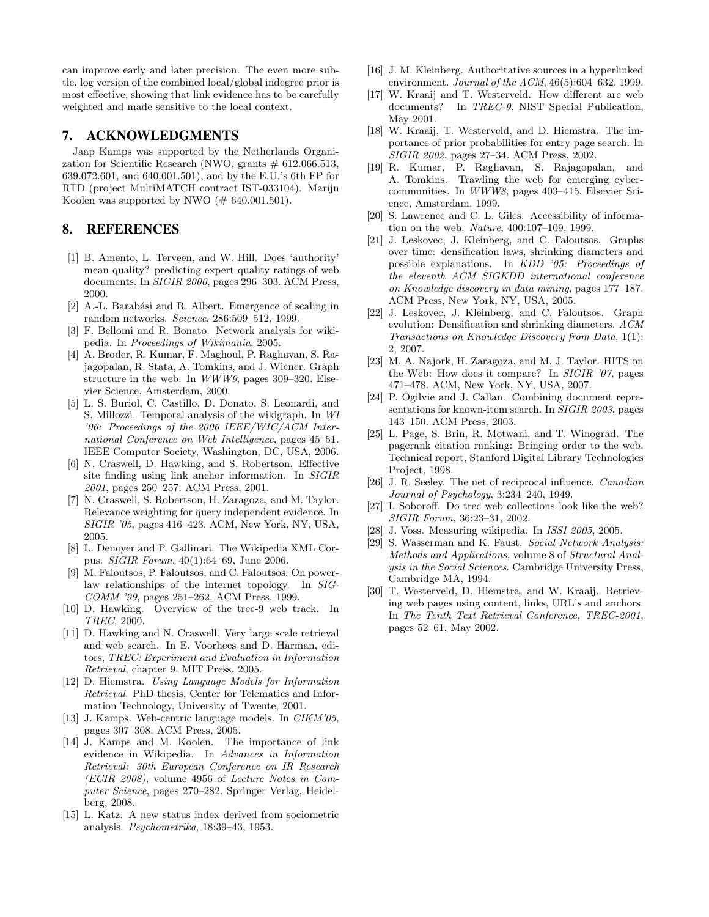can improve early and later precision. The even more subtle, log version of the combined local/global indegree prior is most effective, showing that link evidence has to be carefully weighted and made sensitive to the local context.

## 7. ACKNOWLEDGMENTS

Jaap Kamps was supported by the Netherlands Organization for Scientific Research (NWO, grants # 612.066.513, 639.072.601, and 640.001.501), and by the E.U.'s 6th FP for RTD (project MultiMATCH contract IST-033104). Marijn Koolen was supported by NWO (# 640.001.501).

## 8. REFERENCES

[1] B. Amento, L. Terveen, and W. Hill. Does 'authority' mean quality? predicting expert quality ratings of web documents. In *SIGIR 2000*, pages 296–303. ACM Press, 2000.

[2] A.-L. Barabási and R. Albert. Emergence of scaling in random networks. *Science*, 286:509–512, 1999.

[3] F. Bellomi and R. Bonato. Network analysis for wikipedia. In *Proceedings of Wikimania*, 2005.

[4] A. Broder, R. Kumar, F. Maghoul, P. Raghavan, S. Rajagopalan, R. Stata, A. Tomkins, and J. Wiener. Graph structure in the web. In *WWW9*, pages 309–320. Elsevier Science, Amsterdam, 2000.

[5] L. S. Buriol, C. Castillo, D. Donato, S. Leonardi, and S. Millozzi. Temporal analysis of the wikigraph. In *WI '06: Proceedings of the 2006 IEEE/WIC/ACM International Conference on Web Intelligence*, pages 45–51. IEEE Computer Society, Washington, DC, USA, 2006.

[6] N. Craswell, D. Hawking, and S. Robertson. Effective site finding using link anchor information. In *SIGIR 2001*, pages 250–257. ACM Press, 2001.

[7] N. Craswell, S. Robertson, H. Zaragoza, and M. Taylor. Relevance weighting for query independent evidence. In *SIGIR '05*, pages 416–423. ACM, New York, NY, USA, 2005.

[8] L. Denoyer and P. Gallinari. The Wikipedia XML Corpus. *SIGIR Forum*, 40(1):64–69, June 2006.

[9] M. Faloutsos, P. Faloutsos, and C. Faloutsos. On power-law relationships of the internet topology. In *SIGCOMM '99*, pages 251–262. ACM Press, 1999.

[10] D. Hawking. Overview of the trec-9 web track. In *TREC*, 2000.

[11] D. Hawking and N. Craswell. Very large scale retrieval and web search. In E. Voorhees and D. Harman, editors, *TREC: Experiment and Evaluation in Information Retrieval*, chapter 9. MIT Press, 2005.

[12] D. Hiemstra. *Using Language Models for Information Retrieval*. PhD thesis, Center for Telematics and Information Technology, University of Twente, 2001.

[13] J. Kamps. Web-centric language models. In *CIKM'05*, pages 307–308. ACM Press, 2005.

[14] J. Kamps and M. Koolen. The importance of link evidence in Wikipedia. In *Advances in Information Retrieval: 30th European Conference on IR Research (ECIR 2008)*, volume 4956 of *Lecture Notes in Computer Science*, pages 270–282. Springer Verlag, Heidelberg, 2008.

[15] L. Katz. A new status index derived from sociometric analysis. *Psychometrika*, 18:39–43, 1953.

[16] J. M. Kleinberg. Authoritative sources in a hyperlinked environment. *Journal of the ACM*, 46(5):604–632, 1999.

[17] W. Kraaij and T. Westerveld. How different are web documents? In *TREC-9*. NIST Special Publication, May 2001.

[18] W. Kraaij, T. Westerveld, and D. Hiemstra. The importance of prior probabilities for entry page search. In *SIGIR 2002*, pages 27–34. ACM Press, 2002.

[19] R. Kumar, P. Raghavan, S. Rajagopalan, and A. Tomkins. Trawling the web for emerging cyber-communities. In *WWW8*, pages 403–415. Elsevier Science, Amsterdam, 1999.

[20] S. Lawrence and C. L. Giles. Accessibility of information on the web. *Nature*, 400:107–109, 1999.

[21] J. Leskovec, J. Kleinberg, and C. Faloutsos. Graphs over time: densification laws, shrinking diameters and possible explanations. In *KDD '05: Proceedings of the eleventh ACM SIGKDD international conference on Knowledge discovery in data mining*, pages 177–187. ACM Press, New York, NY, USA, 2005.

[22] J. Leskovec, J. Kleinberg, and C. Faloutsos. Graph evolution: Densification and shrinking diameters. *ACM Transactions on Knowledge Discovery from Data*, 1(1): 2, 2007.

[23] M. A. Najork, H. Zaragoza, and M. J. Taylor. HITS on the Web: How does it compare? In *SIGIR '07*, pages 471–478. ACM, New York, NY, USA, 2007.

[24] P. Ogilvie and J. Callan. Combining document representations for known-item search. In *SIGIR 2003*, pages 143–150. ACM Press, 2003.

[25] L. Page, S. Brin, R. Motwani, and T. Winograd. The pagerank citation ranking: Bringing order to the web. Technical report, Stanford Digital Library Technologies Project, 1998.

[26] J. R. Seeley. The net of reciprocal influence. *Canadian Journal of Psychology*, 3:234–240, 1949.

[27] I. Soboroff. Do trec web collections look like the web? *SIGIR Forum*, 36:23–31, 2002.

[28] J. Voss. Measuring wikipedia. In *ISSI 2005*, 2005.

[29] S. Wasserman and K. Faust. *Social Network Analysis: Methods and Applications*, volume 8 of *Structural Analysis in the Social Sciences*. Cambridge University Press, Cambridge MA, 1994.

[30] T. Westerveld, D. Hiemstra, and W. Kraaij. Retrieving web pages using content, links, URL's and anchors. In *The Tenth Text Retrieval Conference, TREC-2001*, pages 52–61, May 2002.